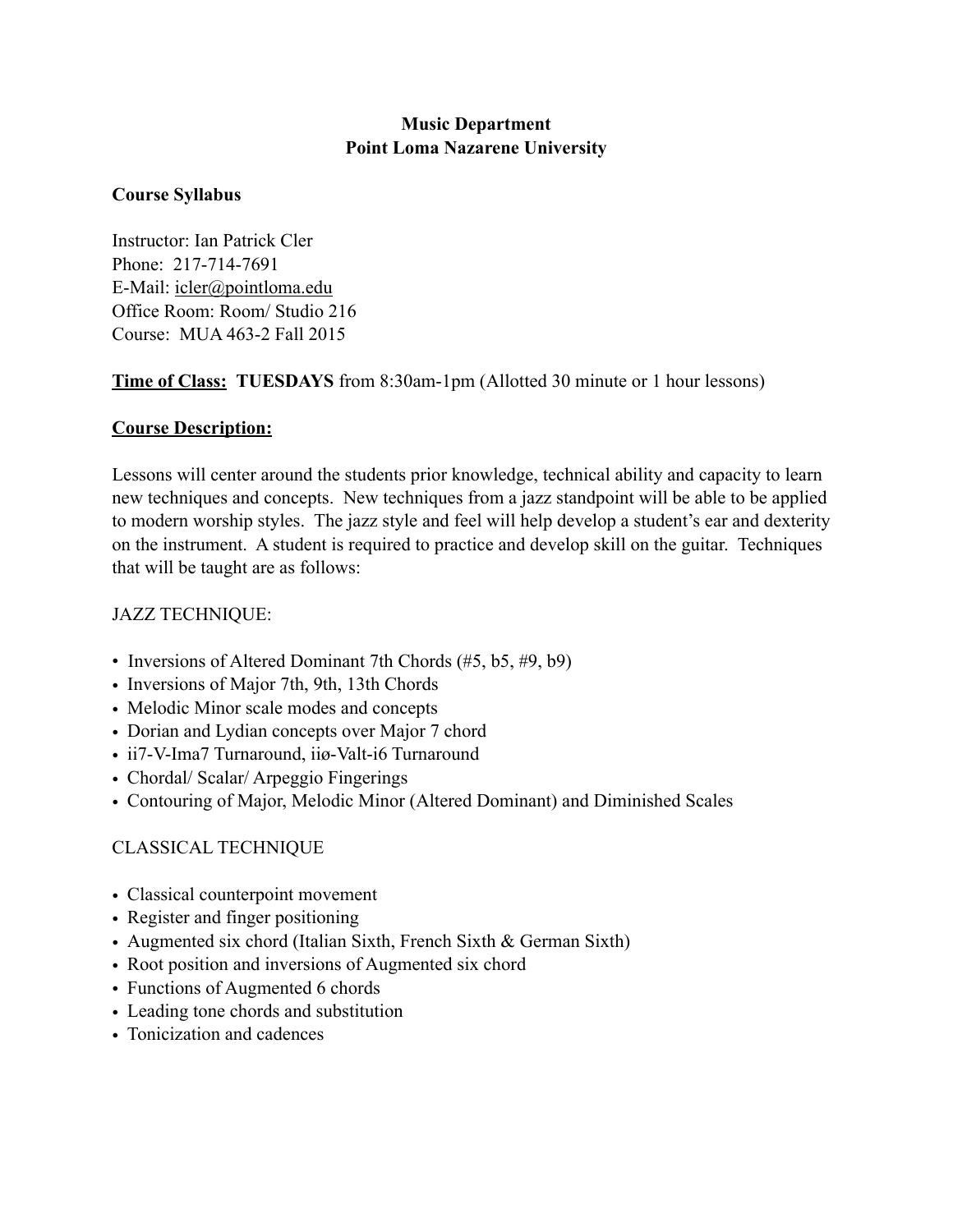**Music Department**
**Point Loma Nazarene University**

**Course Syllabus**

Instructor: Ian Patrick Cler
Phone: 217-714-7691
E-Mail: icler@pointloma.edu
Office Room: Room/ Studio 216
Course: MUA 463-2 Fall 2015

**Time of Class: TUESDAYS** from 8:30am-1pm (Allotted 30 minute or 1 hour lessons)

**Course Description:**

Lessons will center around the students prior knowledge, technical ability and capacity to learn new techniques and concepts. New techniques from a jazz standpoint will be able to be applied to modern worship styles. The jazz style and feel will help develop a student's ear and dexterity on the instrument. A student is required to practice and develop skill on the guitar. Techniques that will be taught are as follows:

JAZZ TECHNIQUE:

- Inversions of Altered Dominant 7th Chords (#5, b5, #9, b9)
- Inversions of Major 7th, 9th, 13th Chords
- Melodic Minor scale modes and concepts
- Dorian and Lydian concepts over Major 7 chord
- ii7-V-Ima7 Turnaround, iiø-Valt-i6 Turnaround
- Chordal/ Scalar/ Arpeggio Fingerings
- Contouring of Major, Melodic Minor (Altered Dominant) and Diminished Scales

CLASSICAL TECHNIQUE

- Classical counterpoint movement
- Register and finger positioning
- Augmented six chord (Italian Sixth, French Sixth & German Sixth)
- Root position and inversions of Augmented six chord
- Functions of Augmented 6 chords
- Leading tone chords and substitution
- Tonicization and cadences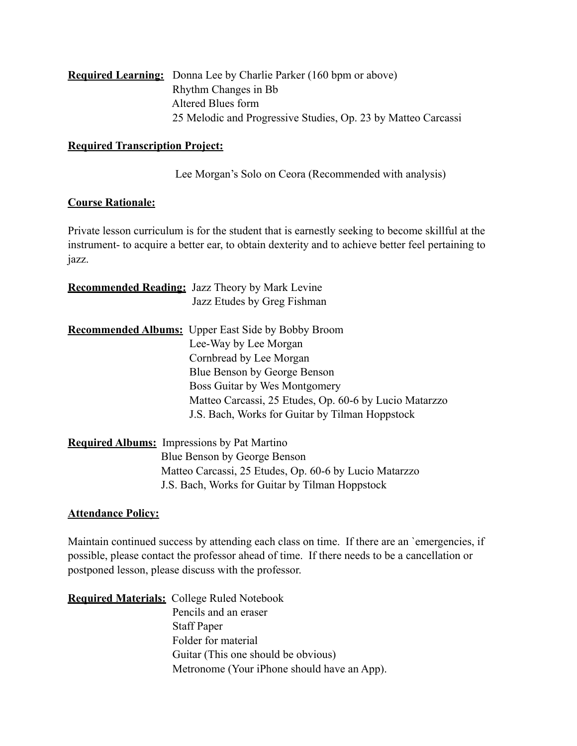**Required Learning:** Donna Lee by Charlie Parker (160 bpm or above)
Rhythm Changes in Bb
Altered Blues form
25 Melodic and Progressive Studies, Op. 23 by Matteo Carcassi

**Required Transcription Project:**

Lee Morgan's Solo on Ceora (Recommended with analysis)

**Course Rationale:**

Private lesson curriculum is for the student that is earnestly seeking to become skillful at the instrument- to acquire a better ear, to obtain dexterity and to achieve better feel pertaining to jazz.

**Recommended Reading:** Jazz Theory by Mark Levine
Jazz Etudes by Greg Fishman

**Recommended Albums:** Upper East Side by Bobby Broom
Lee-Way by Lee Morgan
Cornbread by Lee Morgan
Blue Benson by George Benson
Boss Guitar by Wes Montgomery
Matteo Carcassi, 25 Etudes, Op. 60-6 by Lucio Matarzzo
J.S. Bach, Works for Guitar by Tilman Hoppstock

**Required Albums:** Impressions by Pat Martino
Blue Benson by George Benson
Matteo Carcassi, 25 Etudes, Op. 60-6 by Lucio Matarzzo
J.S. Bach, Works for Guitar by Tilman Hoppstock

**Attendance Policy:**

Maintain continued success by attending each class on time. If there are an `emergencies, if possible, please contact the professor ahead of time. If there needs to be a cancellation or postponed lesson, please discuss with the professor.

**Required Materials:** College Ruled Notebook
Pencils and an eraser
Staff Paper
Folder for material
Guitar (This one should be obvious)
Metronome (Your iPhone should have an App).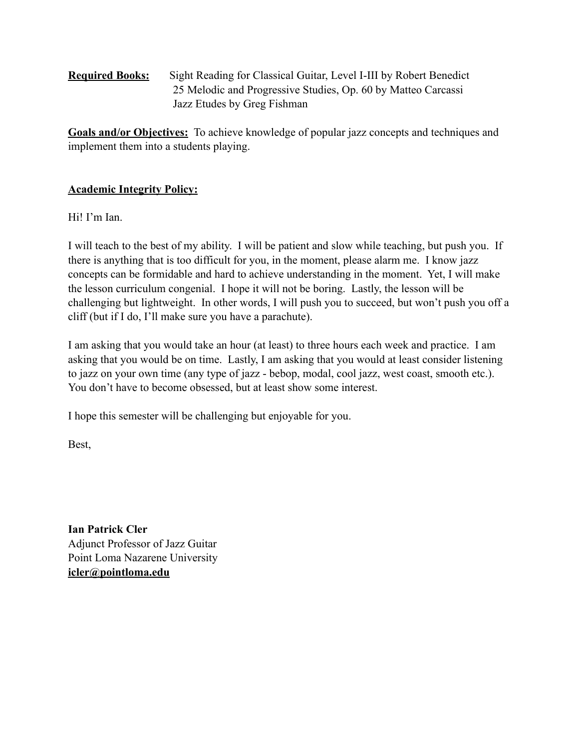**Required Books:** Sight Reading for Classical Guitar, Level I-III by Robert Benedict
25 Melodic and Progressive Studies, Op. 60 by Matteo Carcassi
Jazz Etudes by Greg Fishman

**Goals and/or Objectives:** To achieve knowledge of popular jazz concepts and techniques and implement them into a students playing.

**Academic Integrity Policy:**

Hi! I'm Ian.

I will teach to the best of my ability. I will be patient and slow while teaching, but push you. If there is anything that is too difficult for you, in the moment, please alarm me. I know jazz concepts can be formidable and hard to achieve understanding in the moment. Yet, I will make the lesson curriculum congenial. I hope it will not be boring. Lastly, the lesson will be challenging but lightweight. In other words, I will push you to succeed, but won't push you off a cliff (but if I do, I'll make sure you have a parachute).

I am asking that you would take an hour (at least) to three hours each week and practice. I am asking that you would be on time. Lastly, I am asking that you would at least consider listening to jazz on your own time (any type of jazz - bebop, modal, cool jazz, west coast, smooth etc.). You don't have to become obsessed, but at least show some interest.

I hope this semester will be challenging but enjoyable for you.

Best,

**Ian Patrick Cler**
Adjunct Professor of Jazz Guitar
Point Loma Nazarene University
**icler@pointloma.edu**